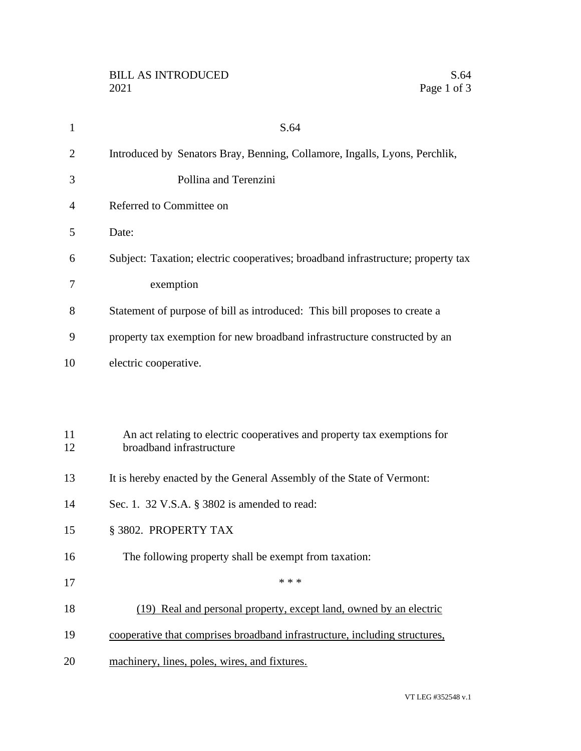# S.64

Introduced by Senators Bray, Benning, Collamore, Ingalls, Lyons, Perchlik, Pollina and Terenzini

Referred to Committee on

Date:

Subject: Taxation; electric cooperatives; broadband infrastructure; property tax exemption

Statement of purpose of bill as introduced: This bill proposes to create a property tax exemption for new broadband infrastructure constructed by an electric cooperative.

An act relating to electric cooperatives and property tax exemptions for broadband infrastructure

It is hereby enacted by the General Assembly of the State of Vermont:

Sec. 1. 32 V.S.A. § 3802 is amended to read:

§ 3802. PROPERTY TAX

The following property shall be exempt from taxation:

\* \* \*

<u>(19) Real and personal property, except land, owned by an electric cooperative that comprises broadband infrastructure, including structures, machinery, lines, poles, wires, and fixtures.</u>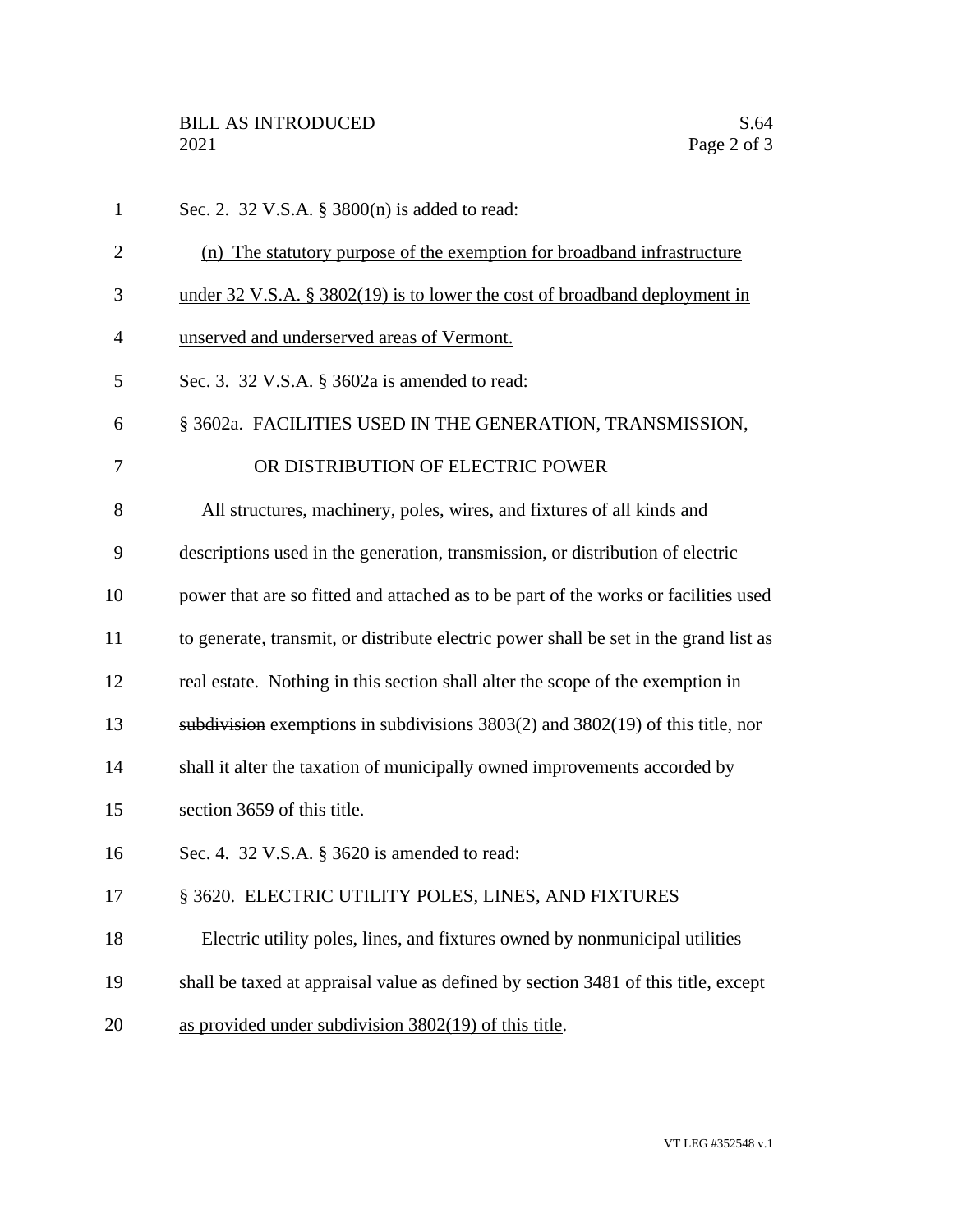Sec. 2. 32 V.S.A. § 3800(n) is added to read:

(n) The statutory purpose of the exemption for broadband infrastructure under 32 V.S.A. § 3802(19) is to lower the cost of broadband deployment in unserved and underserved areas of Vermont.

Sec. 3. 32 V.S.A. § 3602a is amended to read:

§ 3602a. FACILITIES USED IN THE GENERATION, TRANSMISSION, OR DISTRIBUTION OF ELECTRIC POWER

All structures, machinery, poles, wires, and fixtures of all kinds and descriptions used in the generation, transmission, or distribution of electric power that are so fitted and attached as to be part of the works or facilities used to generate, transmit, or distribute electric power shall be set in the grand list as real estate. Nothing in this section shall alter the scope of the ~~exemption in subdivision~~ exemptions in subdivisions 3803(2) and 3802(19) of this title, nor shall it alter the taxation of municipally owned improvements accorded by section 3659 of this title.

Sec. 4. 32 V.S.A. § 3620 is amended to read:

§ 3620. ELECTRIC UTILITY POLES, LINES, AND FIXTURES

Electric utility poles, lines, and fixtures owned by nonmunicipal utilities shall be taxed at appraisal value as defined by section 3481 of this title, except as provided under subdivision 3802(19) of this title.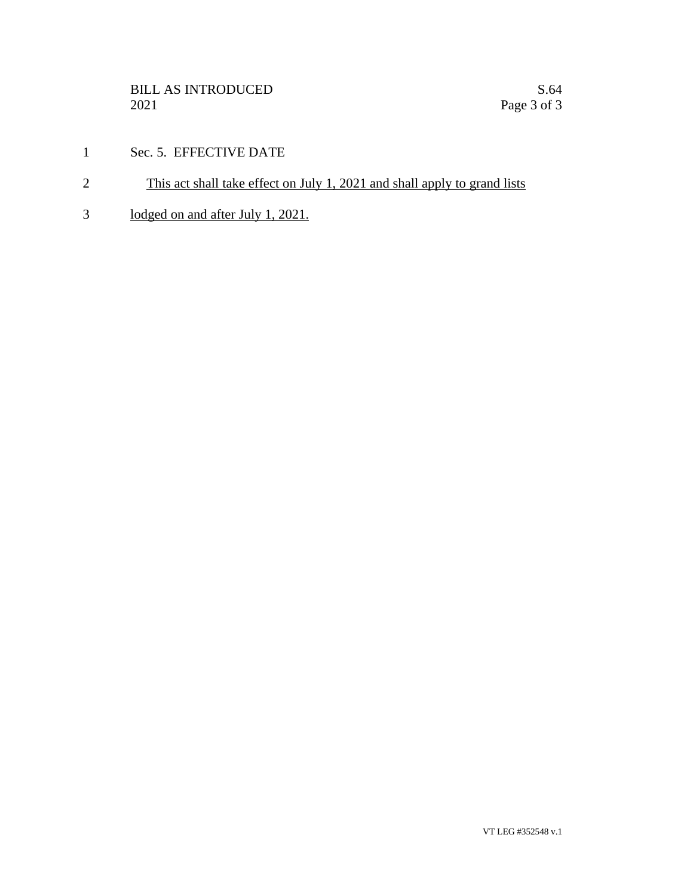Sec. 5. EFFECTIVE DATE

This act shall take effect on July 1, 2021 and shall apply to grand lists lodged on and after July 1, 2021.